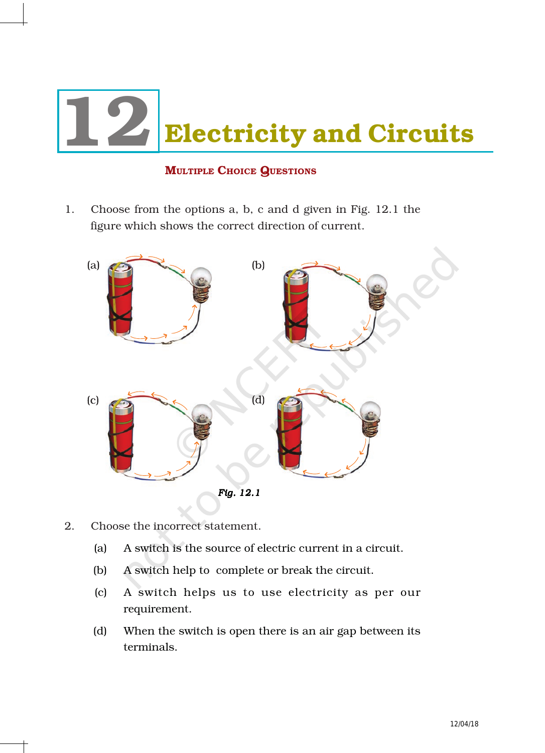# 12 Electricity and Circuits

## Multiple Choice Questions

1. Choose from the options a, b, c and d given in Fig. 12.1 the figure which shows the correct direction of current.

(a) (b)

(c) (d)

*Fig. 12.1*

2. Choose the incorrect statement.

   (a) A switch is the source of electric current in a circuit.

   (b) A switch help to complete or break the circuit.

   (c) A switch helps us to use electricity as per our requirement.

   (d) When the switch is open there is an air gap between its terminals.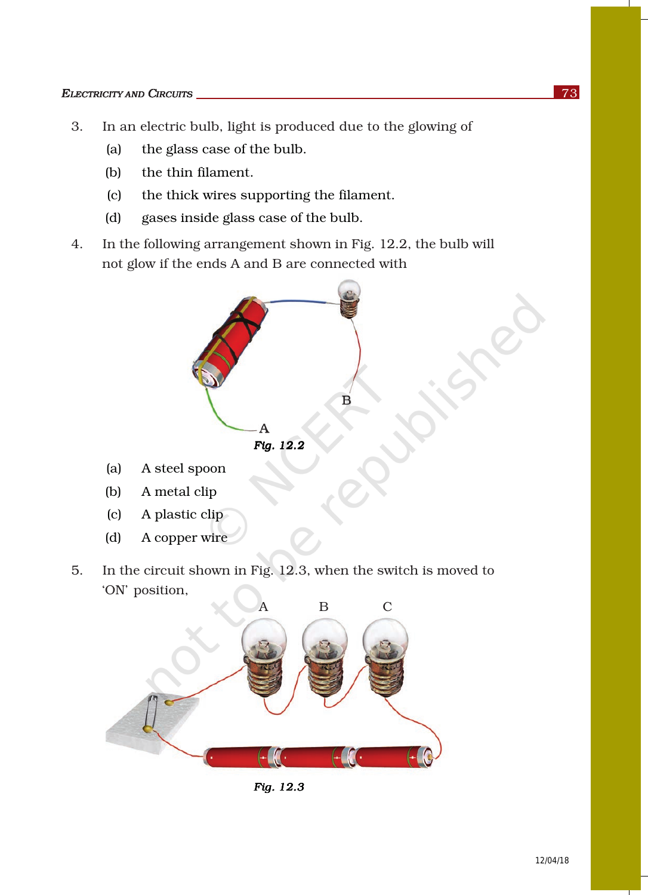3. In an electric bulb, light is produced due to the glowing of
   (a) the glass case of the bulb.
   (b) the thin filament.
   (c) the thick wires supporting the filament.
   (d) gases inside glass case of the bulb.

4. In the following arrangement shown in Fig. 12.2, the bulb will not glow if the ends A and B are connected with

*Fig. 12.2*

   (a) A steel spoon
   (b) A metal clip
   (c) A plastic clip
   (d) A copper wire

5. In the circuit shown in Fig. 12.3, when the switch is moved to 'ON' position,

*Fig. 12.3*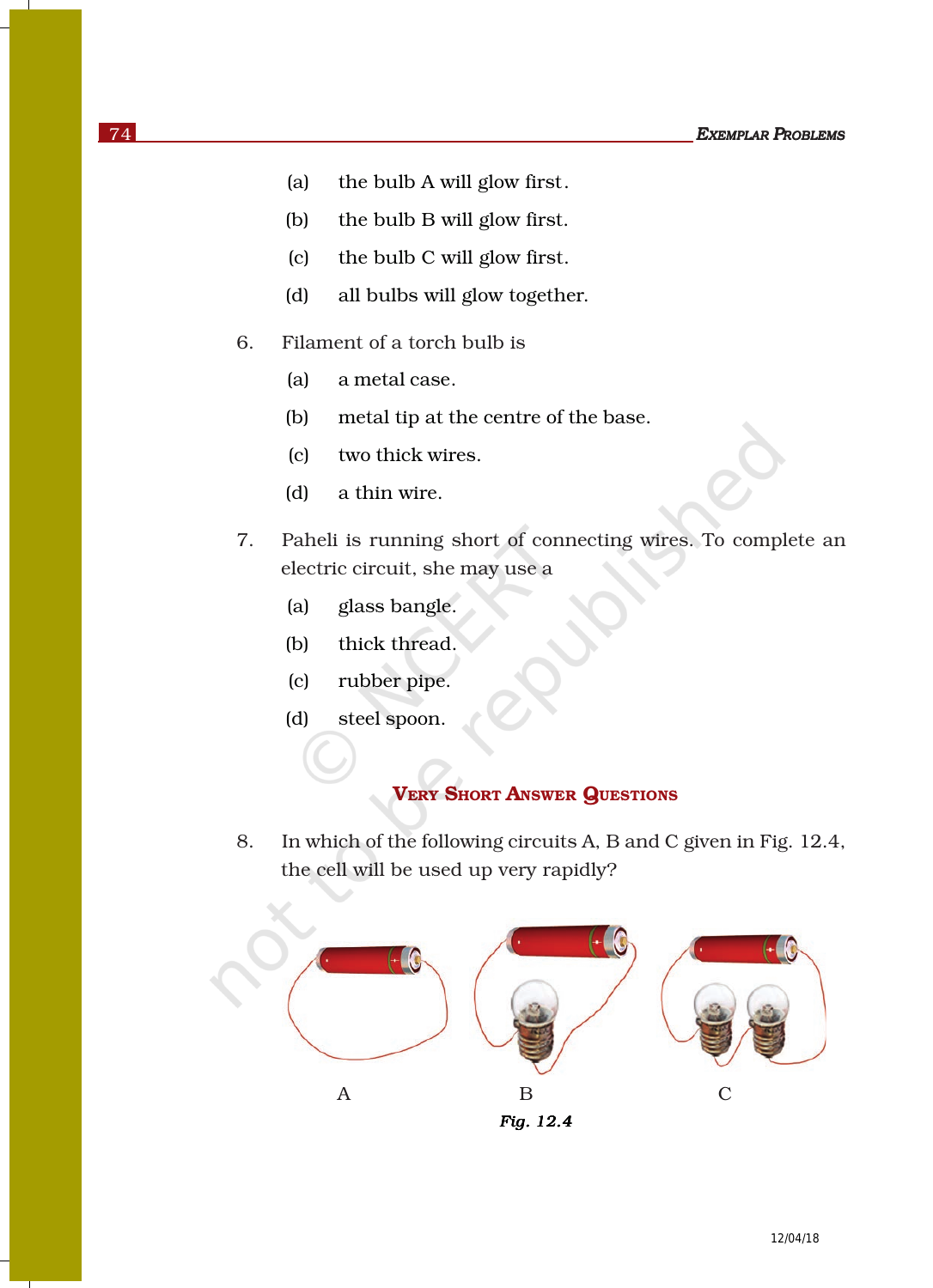(a) the bulb A will glow first.

(b) the bulb B will glow first.

(c) the bulb C will glow first.

(d) all bulbs will glow together.

6. Filament of a torch bulb is

   (a) a metal case.

   (b) metal tip at the centre of the base.

   (c) two thick wires.

   (d) a thin wire.

7. Paheli is running short of connecting wires. To complete an electric circuit, she may use a

   (a) glass bangle.

   (b) thick thread.

   (c) rubber pipe.

   (d) steel spoon.

## Very Short Answer Questions

8. In which of the following circuits A, B and C given in Fig. 12.4, the cell will be used up very rapidly?

A B C

*Fig. 12.4*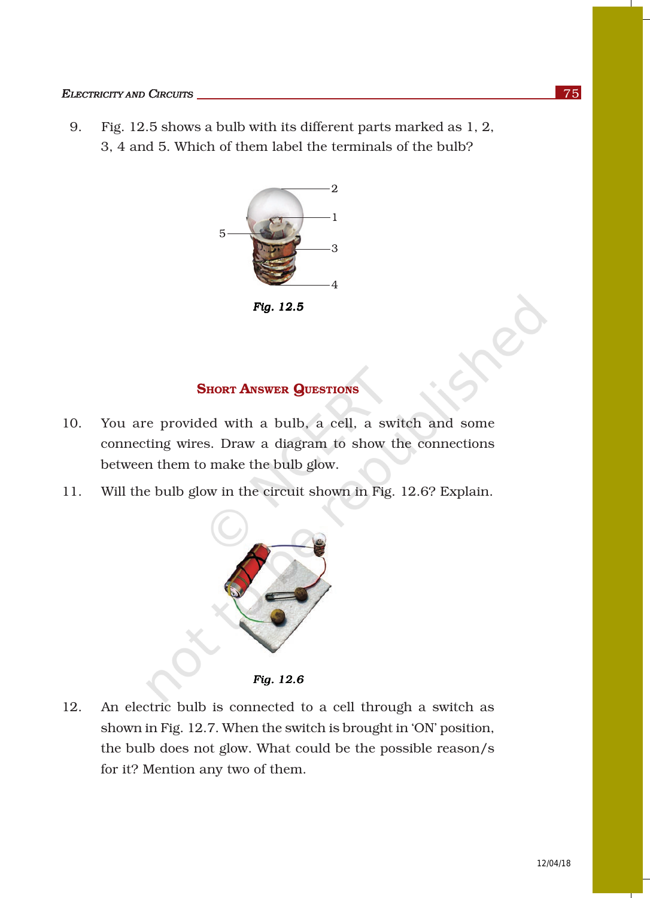9. Fig. 12.5 shows a bulb with its different parts marked as 1, 2, 3, 4 and 5. Which of them label the terminals of the bulb?

*Fig. 12.5*

## Short Answer Questions

10. You are provided with a bulb, a cell, a switch and some connecting wires. Draw a diagram to show the connections between them to make the bulb glow.

11. Will the bulb glow in the circuit shown in Fig. 12.6? Explain.

*Fig. 12.6*

12. An electric bulb is connected to a cell through a switch as shown in Fig. 12.7. When the switch is brought in 'ON' position, the bulb does not glow. What could be the possible reason/s for it? Mention any two of them.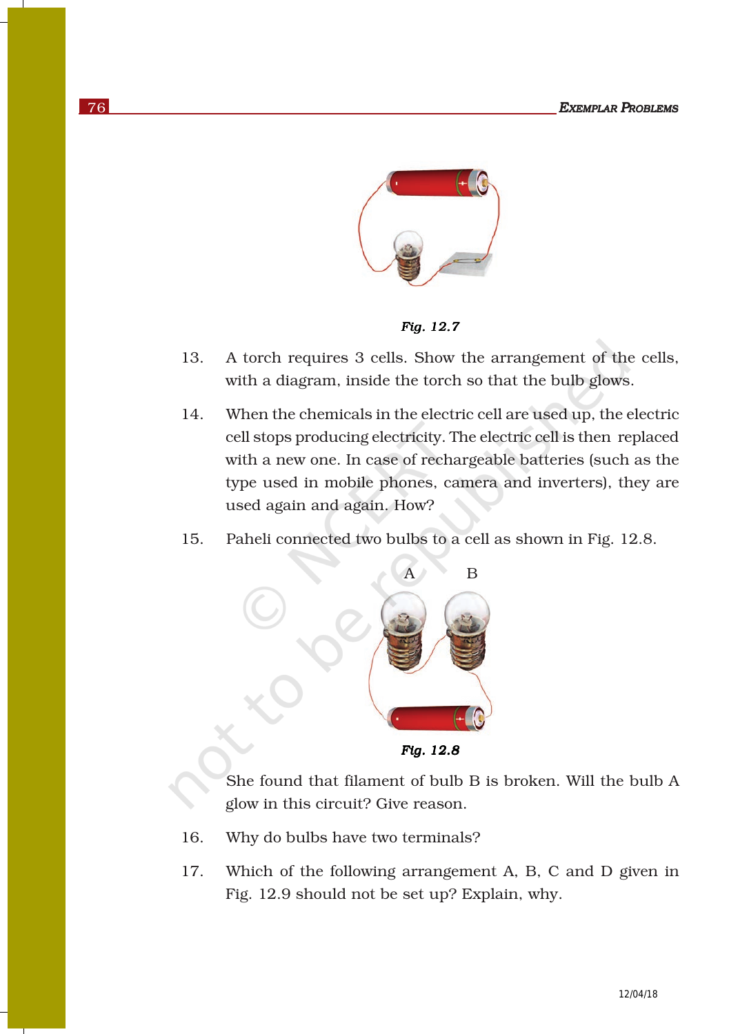Fig. 12.7

13. A torch requires 3 cells. Show the arrangement of the cells, with a diagram, inside the torch so that the bulb glows.

14. When the chemicals in the electric cell are used up, the electric cell stops producing electricity. The electric cell is then replaced with a new one. In case of rechargeable batteries (such as the type used in mobile phones, camera and inverters), they are used again and again. How?

15. Paheli connected two bulbs to a cell as shown in Fig. 12.8.

Fig. 12.8

She found that filament of bulb B is broken. Will the bulb A glow in this circuit? Give reason.

16. Why do bulbs have two terminals?

17. Which of the following arrangement A, B, C and D given in Fig. 12.9 should not be set up? Explain, why.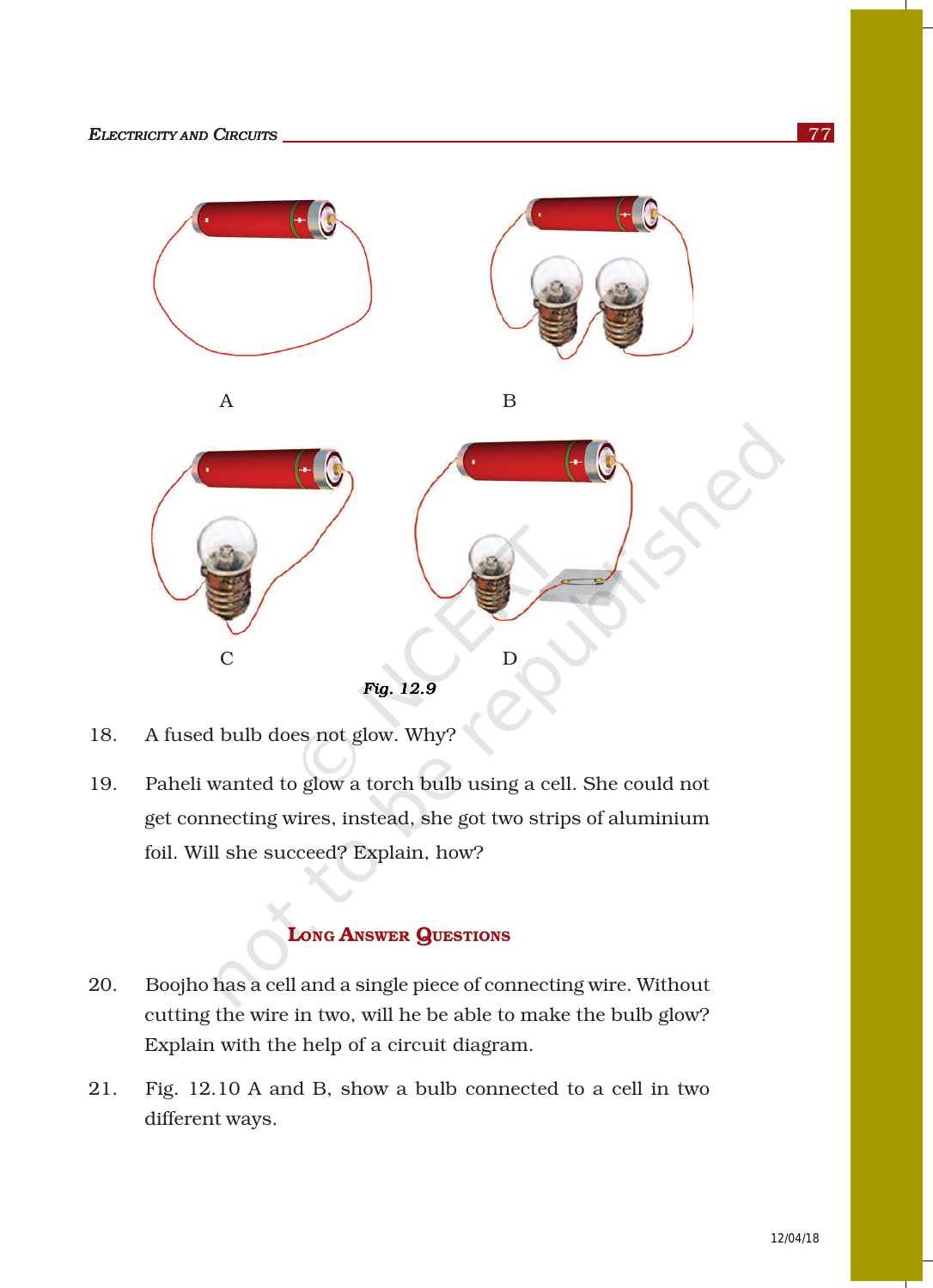A

B

C

D

*Fig. 12.9*

18. A fused bulb does not glow. Why?

19. Paheli wanted to glow a torch bulb using a cell. She could not get connecting wires, instead, she got two strips of aluminium foil. Will she succeed? Explain, how?

## Long Answer Questions

20. Boojho has a cell and a single piece of connecting wire. Without cutting the wire in two, will he be able to make the bulb glow? Explain with the help of a circuit diagram.

21. Fig. 12.10 A and B, show a bulb connected to a cell in two different ways.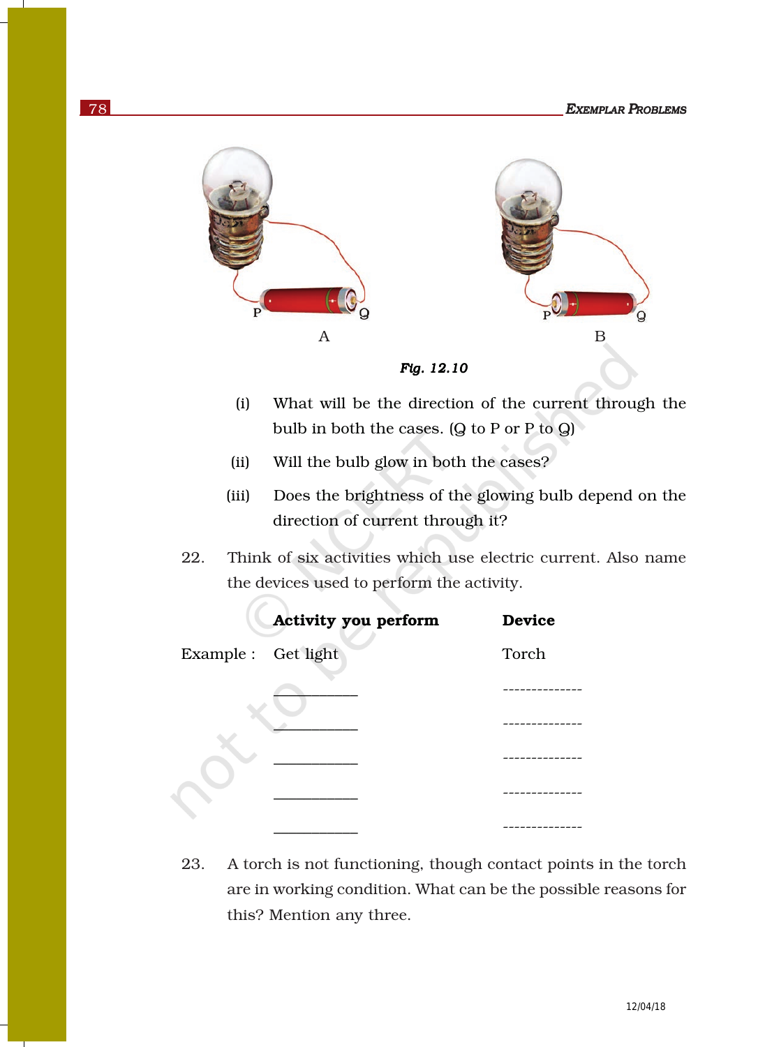P Q

A

P Q

B

*Fig. 12.10*

(i) What will be the direction of the current through the bulb in both the cases. (Q to P or P to Q)

(ii) Will the bulb glow in both the cases?

(iii) Does the brightness of the glowing bulb depend on the direction of current through it?

22. Think of six activities which use electric current. Also name the devices used to perform the activity.

| | **Activity you perform** | **Device** |
|---|---|---|
| Example : | Get light | Torch |
| | __________ | -------------- |
| | __________ | -------------- |
| | __________ | -------------- |
| | __________ | -------------- |
| | __________ | -------------- |

23. A torch is not functioning, though contact points in the torch are in working condition. What can be the possible reasons for this? Mention any three.